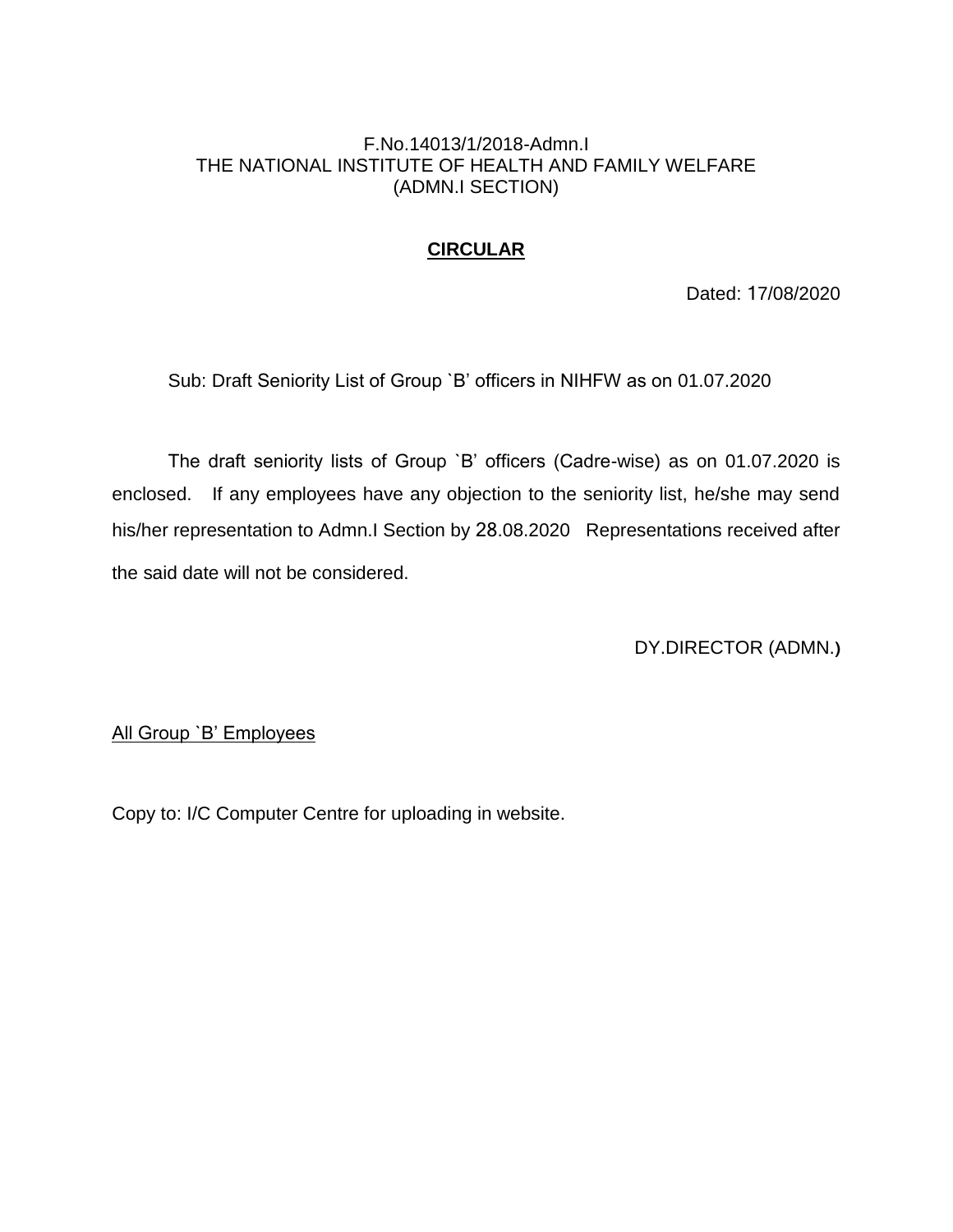F.No.14013/1/2018-Admn.I

THE NATIONAL INSTITUTE OF HEALTH AND FAMILY WELFARE

(ADMN.I SECTION)

## **CIRCULAR**

Dated: 17/08/2020

Sub: Draft Seniority List of Group `B' officers in NIHFW as on 01.07.2020

The draft seniority lists of Group `B' officers (Cadre-wise) as on 01.07.2020 is enclosed. If any employees have any objection to the seniority list, he/she may send his/her representation to Admn.I Section by 28.08.2020 Representations received after the said date will not be considered.

DY.DIRECTOR (ADMN.)

All Group `B' Employees

Copy to: I/C Computer Centre for uploading in website.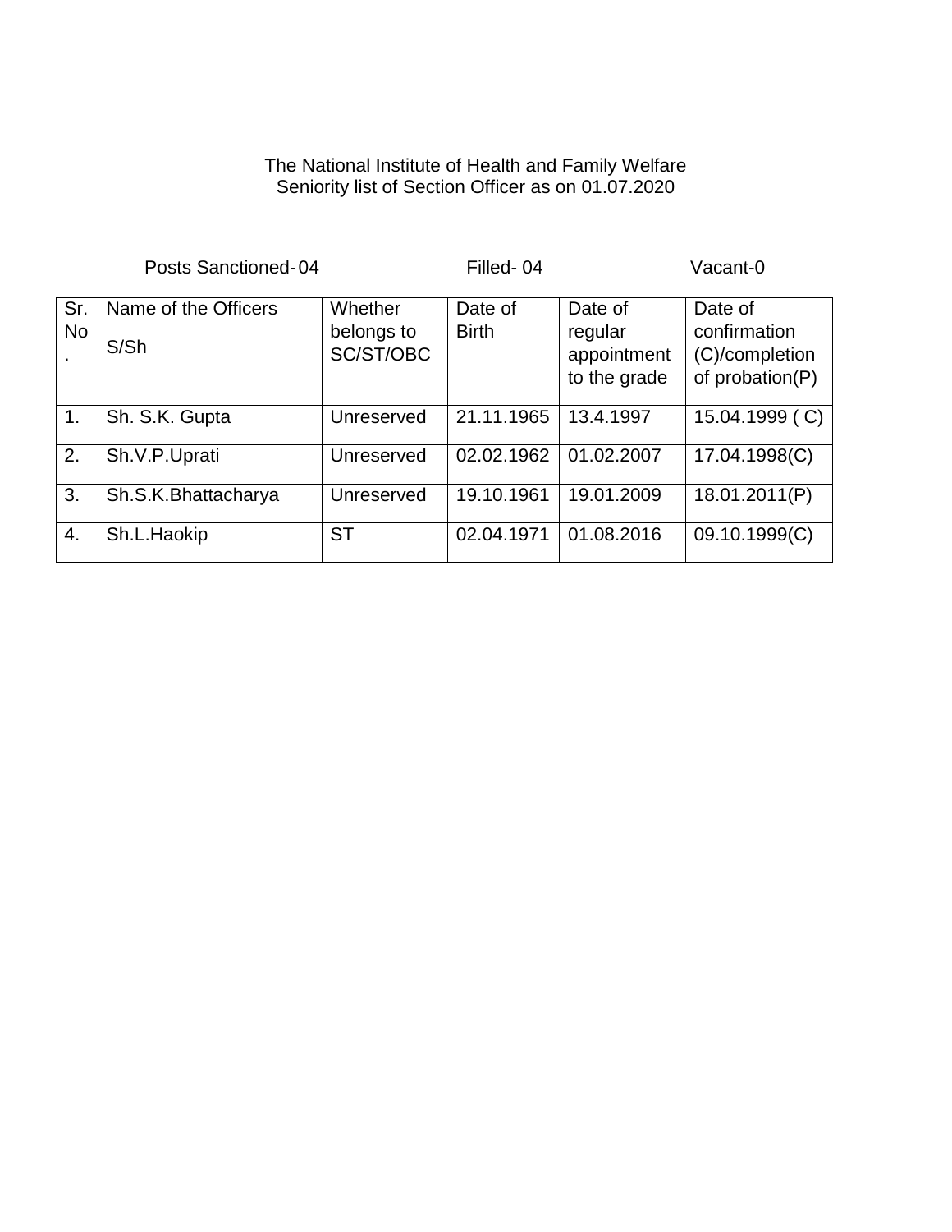The National Institute of Health and Family Welfare
Seniority list of Section Officer as on 01.07.2020

Posts Sanctioned-04 Filled- 04 Vacant-0

| Sr. No. | Name of the Officers S/Sh | Whether belongs to SC/ST/OBC | Date of Birth | Date of regular appointment to the grade | Date of confirmation (C)/completion of probation(P) |
|---|---|---|---|---|---|
| 1. | Sh. S.K. Gupta | Unreserved | 21.11.1965 | 13.4.1997 | 15.04.1999 ( C) |
| 2. | Sh.V.P.Uprati | Unreserved | 02.02.1962 | 01.02.2007 | 17.04.1998(C) |
| 3. | Sh.S.K.Bhattacharya | Unreserved | 19.10.1961 | 19.01.2009 | 18.01.2011(P) |
| 4. | Sh.L.Haokip | ST | 02.04.1971 | 01.08.2016 | 09.10.1999(C) |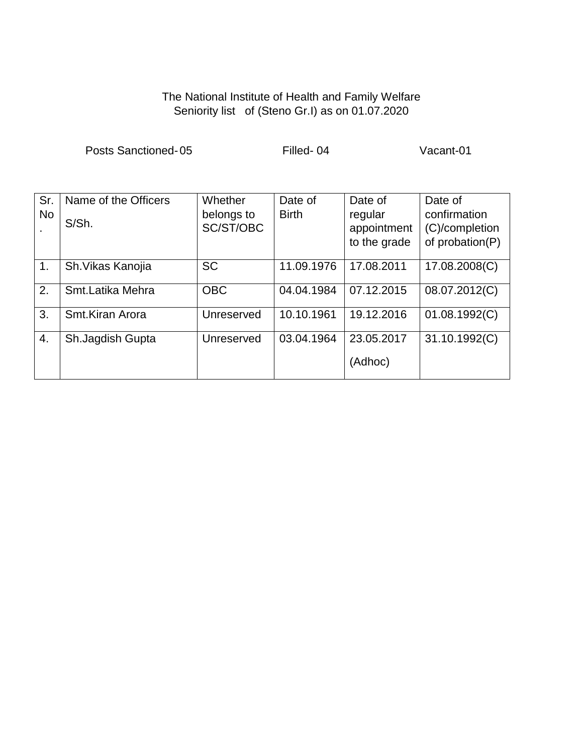The National Institute of Health and Family Welfare
Seniority list of (Steno Gr.I) as on 01.07.2020

Posts Sanctioned- 05 Filled- 04 Vacant-01

| Sr. No. | Name of the Officers S/Sh. | Whether belongs to SC/ST/OBC | Date of Birth | Date of regular appointment to the grade | Date of confirmation (C)/completion of probation(P) |
|---|---|---|---|---|---|
| 1. | Sh.Vikas Kanojia | SC | 11.09.1976 | 17.08.2011 | 17.08.2008(C) |
| 2. | Smt.Latika Mehra | OBC | 04.04.1984 | 07.12.2015 | 08.07.2012(C) |
| 3. | Smt.Kiran Arora | Unreserved | 10.10.1961 | 19.12.2016 | 01.08.1992(C) |
| 4. | Sh.Jagdish Gupta | Unreserved | 03.04.1964 | 23.05.2017 (Adhoc) | 31.10.1992(C) |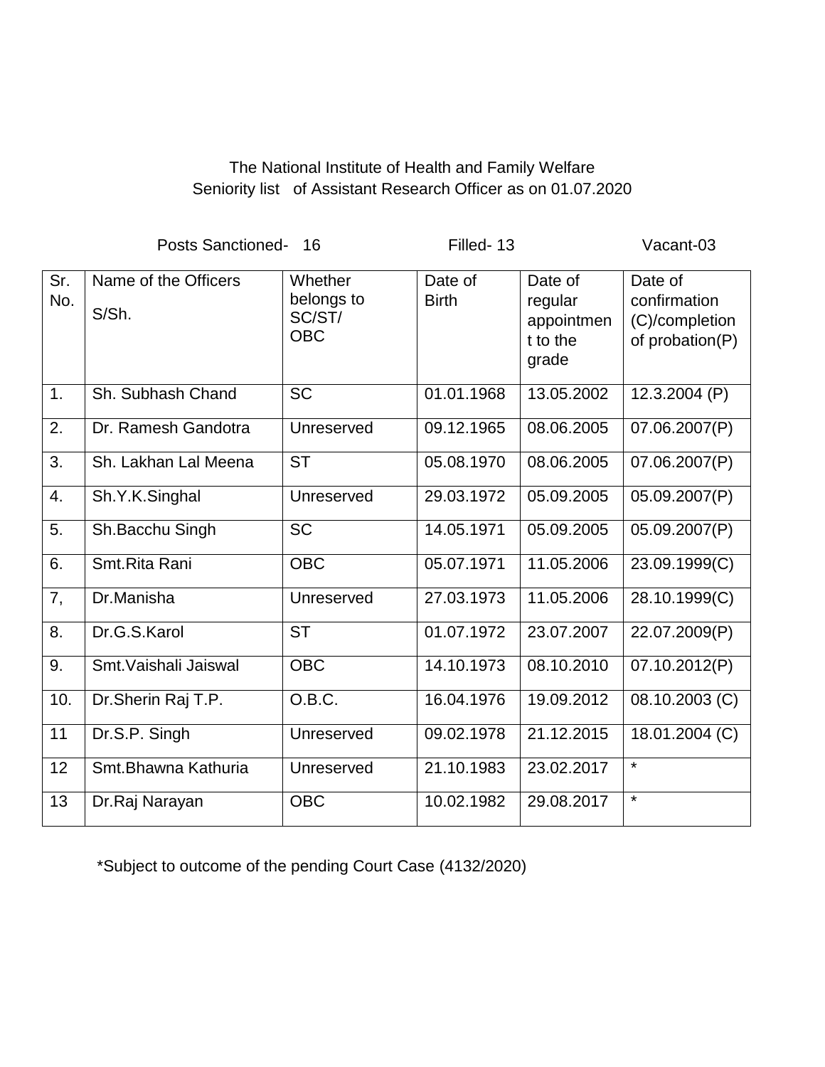The National Institute of Health and Family Welfare
Seniority list of Assistant Research Officer as on 01.07.2020

Posts Sanctioned- 16 Filled- 13 Vacant-03

| Sr. No. | Name of the Officers S/Sh. | Whether belongs to SC/ST/ OBC | Date of Birth | Date of regular appointment to the grade | Date of confirmation (C)/completion of probation(P) |
|---|---|---|---|---|---|
| 1. | Sh. Subhash Chand | SC | 01.01.1968 | 13.05.2002 | 12.3.2004 (P) |
| 2. | Dr. Ramesh Gandotra | Unreserved | 09.12.1965 | 08.06.2005 | 07.06.2007(P) |
| 3. | Sh. Lakhan Lal Meena | ST | 05.08.1970 | 08.06.2005 | 07.06.2007(P) |
| 4. | Sh.Y.K.Singhal | Unreserved | 29.03.1972 | 05.09.2005 | 05.09.2007(P) |
| 5. | Sh.Bacchu Singh | SC | 14.05.1971 | 05.09.2005 | 05.09.2007(P) |
| 6. | Smt.Rita Rani | OBC | 05.07.1971 | 11.05.2006 | 23.09.1999(C) |
| 7, | Dr.Manisha | Unreserved | 27.03.1973 | 11.05.2006 | 28.10.1999(C) |
| 8. | Dr.G.S.Karol | ST | 01.07.1972 | 23.07.2007 | 22.07.2009(P) |
| 9. | Smt.Vaishali Jaiswal | OBC | 14.10.1973 | 08.10.2010 | 07.10.2012(P) |
| 10. | Dr.Sherin Raj T.P. | O.B.C. | 16.04.1976 | 19.09.2012 | 08.10.2003 (C) |
| 11 | Dr.S.P. Singh | Unreserved | 09.02.1978 | 21.12.2015 | 18.01.2004 (C) |
| 12 | Smt.Bhawna Kathuria | Unreserved | 21.10.1983 | 23.02.2017 | * |
| 13 | Dr.Raj Narayan | OBC | 10.02.1982 | 29.08.2017 | * |

*Subject to outcome of the pending Court Case (4132/2020)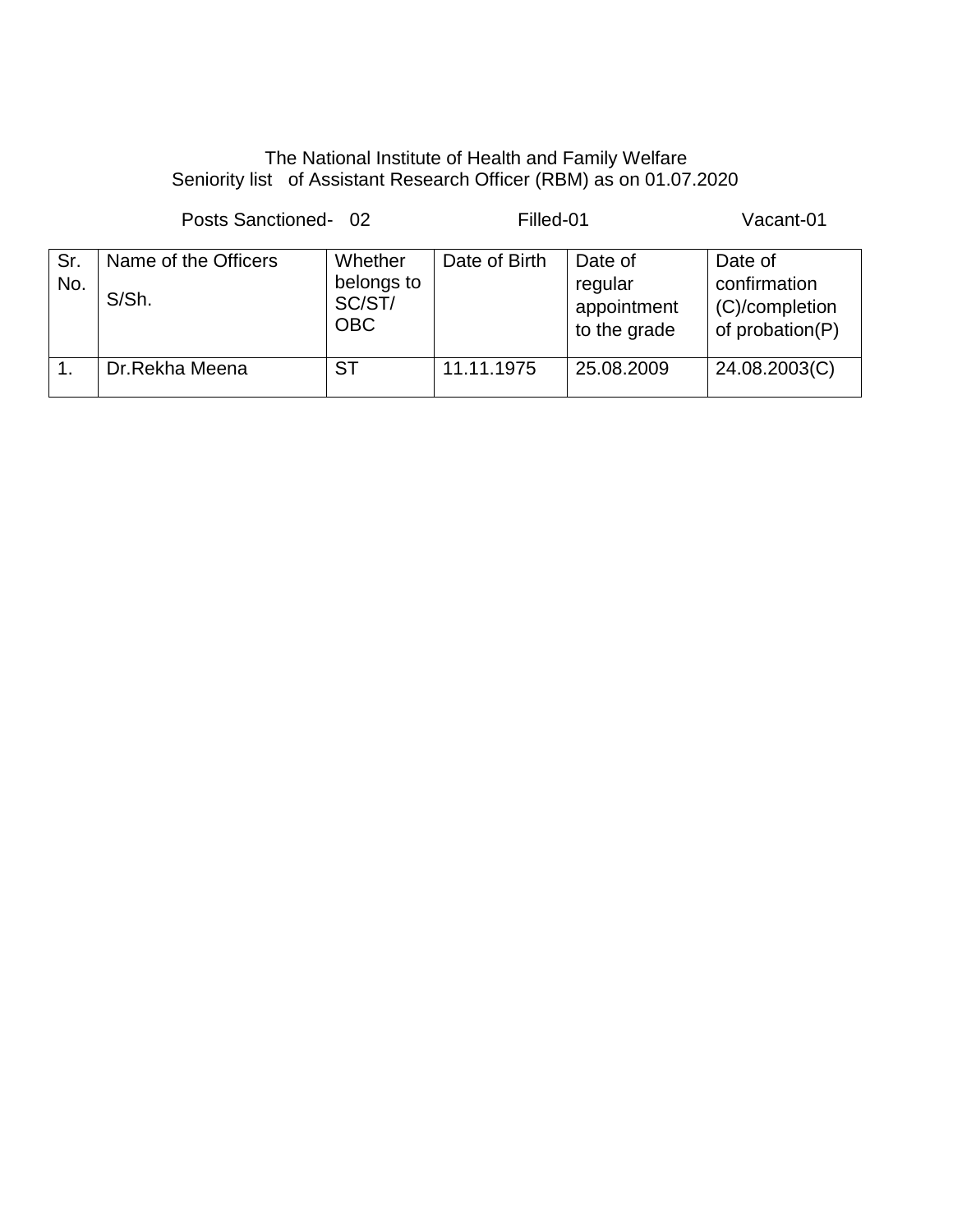The National Institute of Health and Family Welfare
Seniority list of Assistant Research Officer (RBM) as on 01.07.2020

Posts Sanctioned- 02 Filled-01 Vacant-01

| Sr. No. | Name of the Officers S/Sh. | Whether belongs to SC/ST/ OBC | Date of Birth | Date of regular appointment to the grade | Date of confirmation (C)/completion of probation(P) |
|---|---|---|---|---|---|
| 1. | Dr.Rekha Meena | ST | 11.11.1975 | 25.08.2009 | 24.08.2003(C) |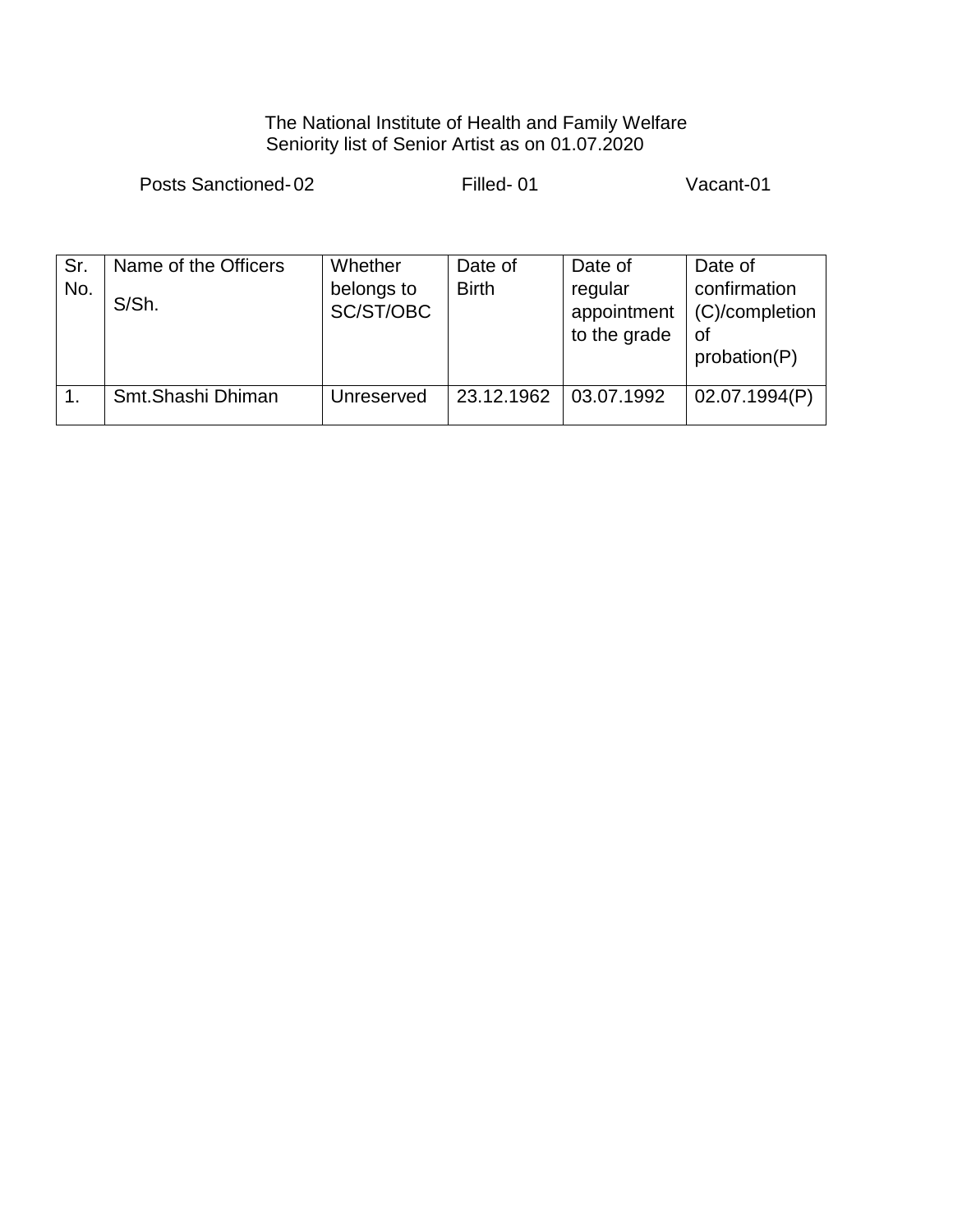The National Institute of Health and Family Welfare

Seniority list of Senior Artist as on 01.07.2020

Posts Sanctioned-02 Filled- 01 Vacant-01

| Sr. No. | Name of the Officers S/Sh. | Whether belongs to SC/ST/OBC | Date of Birth | Date of regular appointment to the grade | Date of confirmation (C)/completion of probation(P) |
|---|---|---|---|---|---|
| 1. | Smt.Shashi Dhiman | Unreserved | 23.12.1962 | 03.07.1992 | 02.07.1994(P) |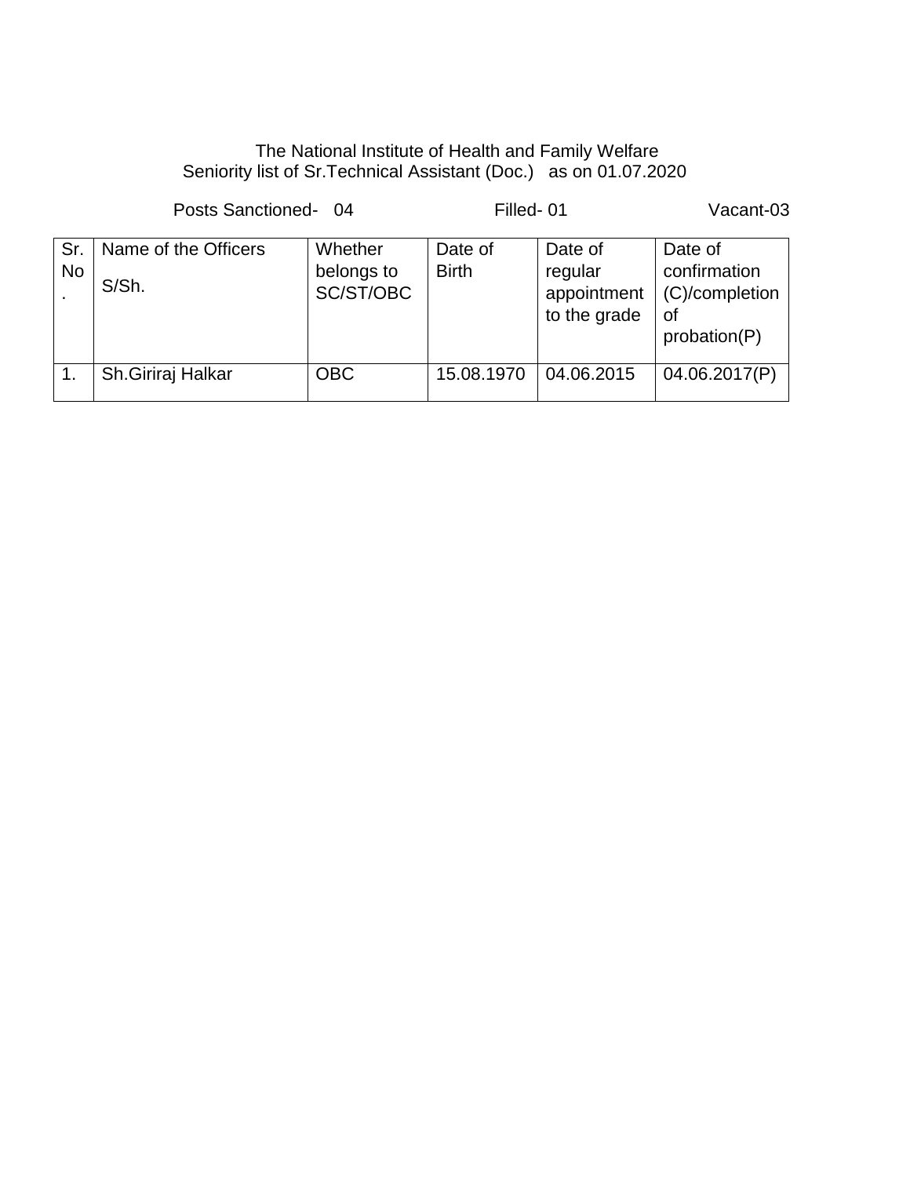The National Institute of Health and Family Welfare
Seniority list of Sr.Technical Assistant (Doc.) as on 01.07.2020

Posts Sanctioned- 04 Filled- 01 Vacant-03

| Sr. No. | Name of the Officers S/Sh. | Whether belongs to SC/ST/OBC | Date of Birth | Date of regular appointment to the grade | Date of confirmation (C)/completion of probation(P) |
|---|---|---|---|---|---|
| 1. | Sh.Giriraj Halkar | OBC | 15.08.1970 | 04.06.2015 | 04.06.2017(P) |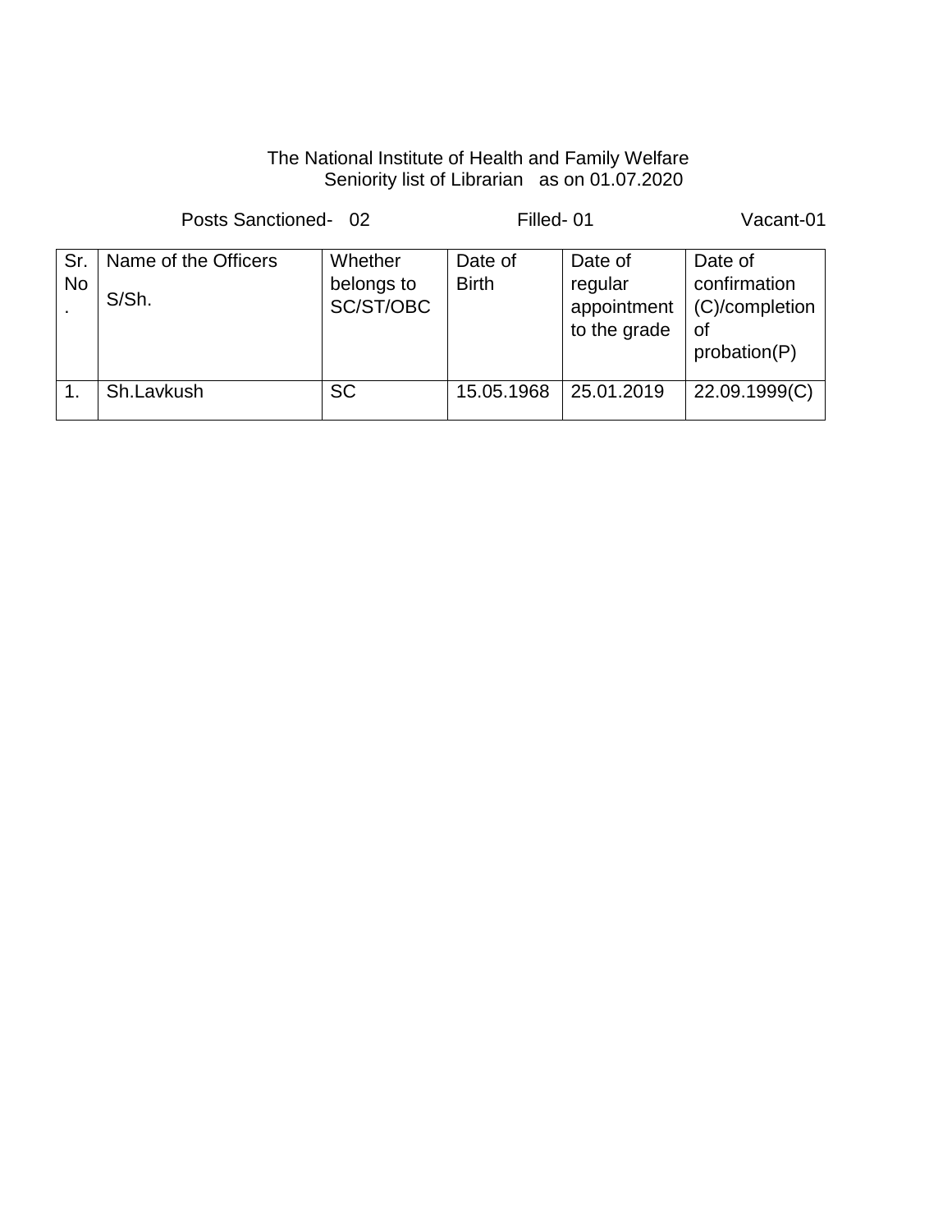The National Institute of Health and Family Welfare
Seniority list of Librarian as on 01.07.2020

Posts Sanctioned- 02 Filled- 01 Vacant-01

| Sr. No. | Name of the Officers S/Sh. | Whether belongs to SC/ST/OBC | Date of Birth | Date of regular appointment to the grade | Date of confirmation (C)/completion of probation(P) |
|---|---|---|---|---|---|
| 1. | Sh.Lavkush | SC | 15.05.1968 | 25.01.2019 | 22.09.1999(C) |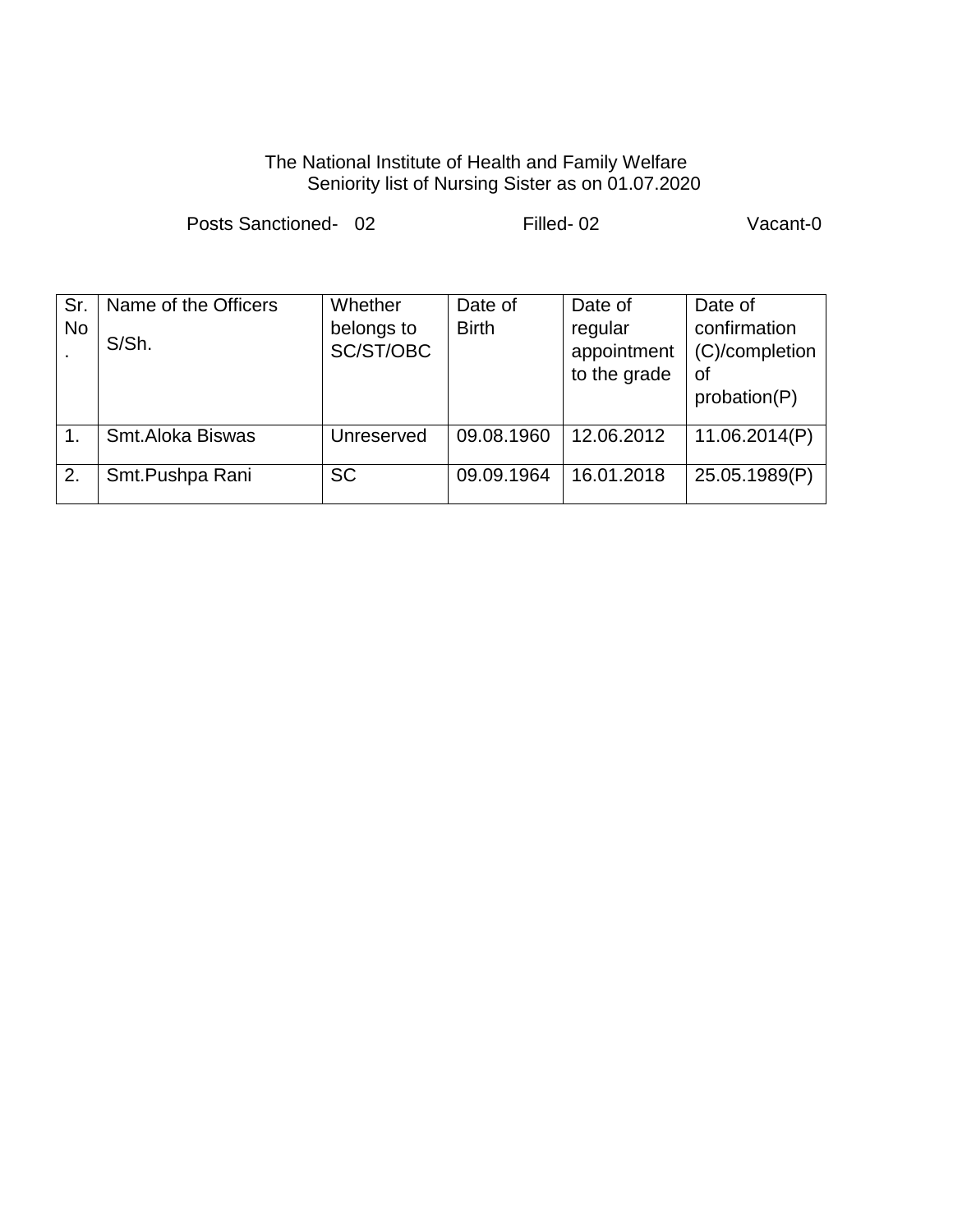The National Institute of Health and Family Welfare
Seniority list of Nursing Sister as on 01.07.2020

Posts Sanctioned- 02 Filled- 02 Vacant-0

| Sr. No. | Name of the Officers S/Sh. | Whether belongs to SC/ST/OBC | Date of Birth | Date of regular appointment to the grade | Date of confirmation (C)/completion of probation(P) |
|---|---|---|---|---|---|
| 1. | Smt.Aloka Biswas | Unreserved | 09.08.1960 | 12.06.2012 | 11.06.2014(P) |
| 2. | Smt.Pushpa Rani | SC | 09.09.1964 | 16.01.2018 | 25.05.1989(P) |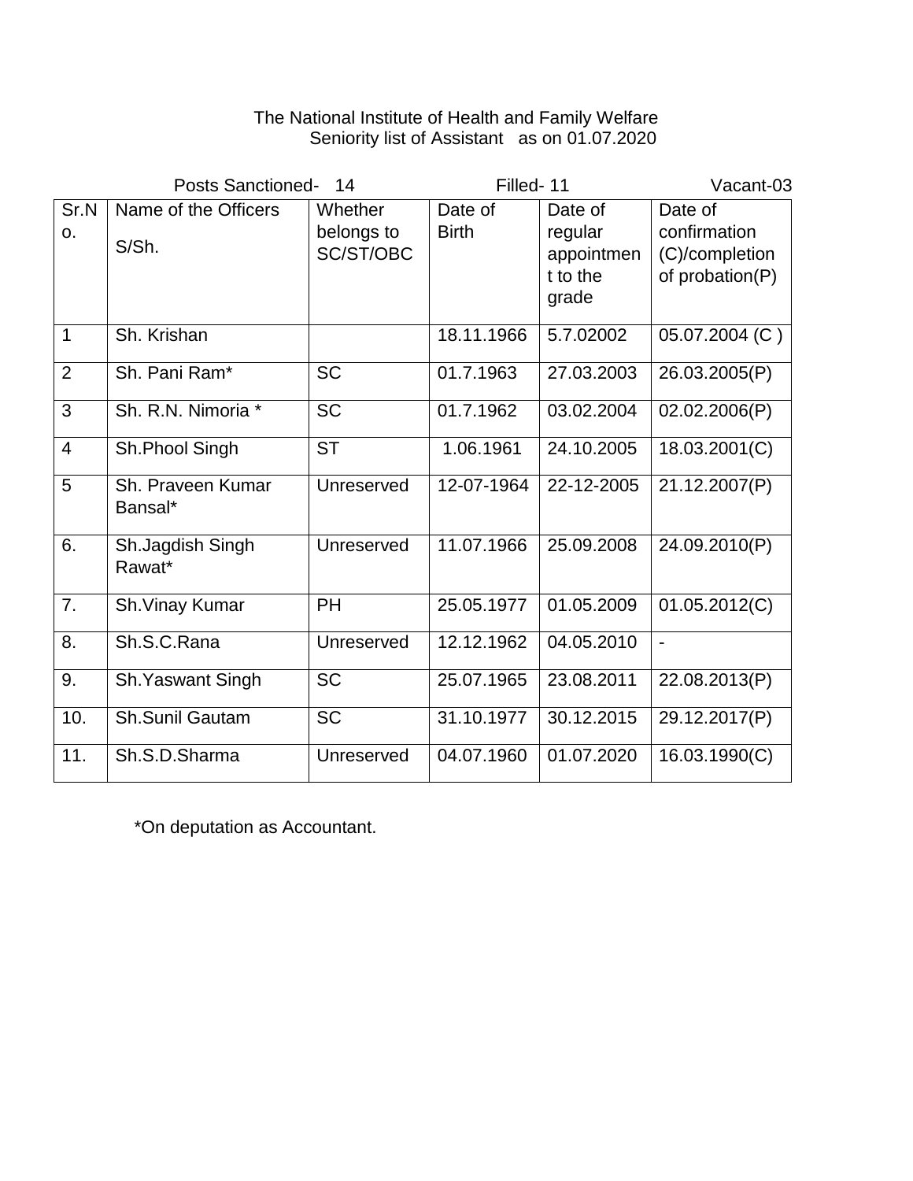The National Institute of Health and Family Welfare
Seniority list of Assistant as on 01.07.2020

Posts Sanctioned- 14 Filled- 11 Vacant-03

| Sr.No. | Name of the Officers S/Sh. | Whether belongs to SC/ST/OBC | Date of Birth | Date of regular appointment to the grade | Date of confirmation (C)/completion of probation(P) |
|---|---|---|---|---|---|
| 1 | Sh. Krishan | | 18.11.1966 | 5.7.02002 | 05.07.2004 (C ) |
| 2 | Sh. Pani Ram* | SC | 01.7.1963 | 27.03.2003 | 26.03.2005(P) |
| 3 | Sh. R.N. Nimoria * | SC | 01.7.1962 | 03.02.2004 | 02.02.2006(P) |
| 4 | Sh.Phool Singh | ST | 1.06.1961 | 24.10.2005 | 18.03.2001(C) |
| 5 | Sh. Praveen Kumar Bansal* | Unreserved | 12-07-1964 | 22-12-2005 | 21.12.2007(P) |
| 6. | Sh.Jagdish Singh Rawat* | Unreserved | 11.07.1966 | 25.09.2008 | 24.09.2010(P) |
| 7. | Sh.Vinay Kumar | PH | 25.05.1977 | 01.05.2009 | 01.05.2012(C) |
| 8. | Sh.S.C.Rana | Unreserved | 12.12.1962 | 04.05.2010 | - |
| 9. | Sh.Yaswant Singh | SC | 25.07.1965 | 23.08.2011 | 22.08.2013(P) |
| 10. | Sh.Sunil Gautam | SC | 31.10.1977 | 30.12.2015 | 29.12.2017(P) |
| 11. | Sh.S.D.Sharma | Unreserved | 04.07.1960 | 01.07.2020 | 16.03.1990(C) |

*On deputation as Accountant.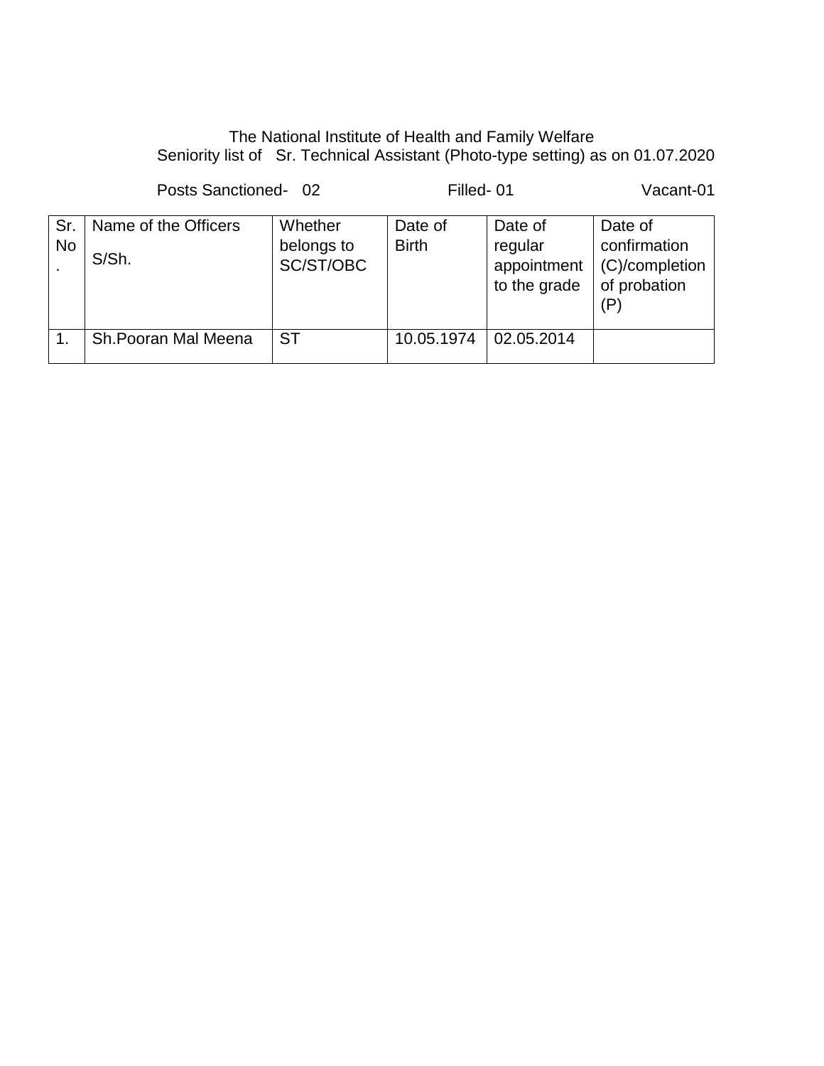The National Institute of Health and Family Welfare

Seniority list of Sr. Technical Assistant (Photo-type setting) as on 01.07.2020

Posts Sanctioned- 02 Filled- 01 Vacant-01

| Sr. No. | Name of the Officers S/Sh. | Whether belongs to SC/ST/OBC | Date of Birth | Date of regular appointment to the grade | Date of confirmation (C)/completion of probation (P) |
|---|---|---|---|---|---|
| 1. | Sh.Pooran Mal Meena | ST | 10.05.1974 | 02.05.2014 | |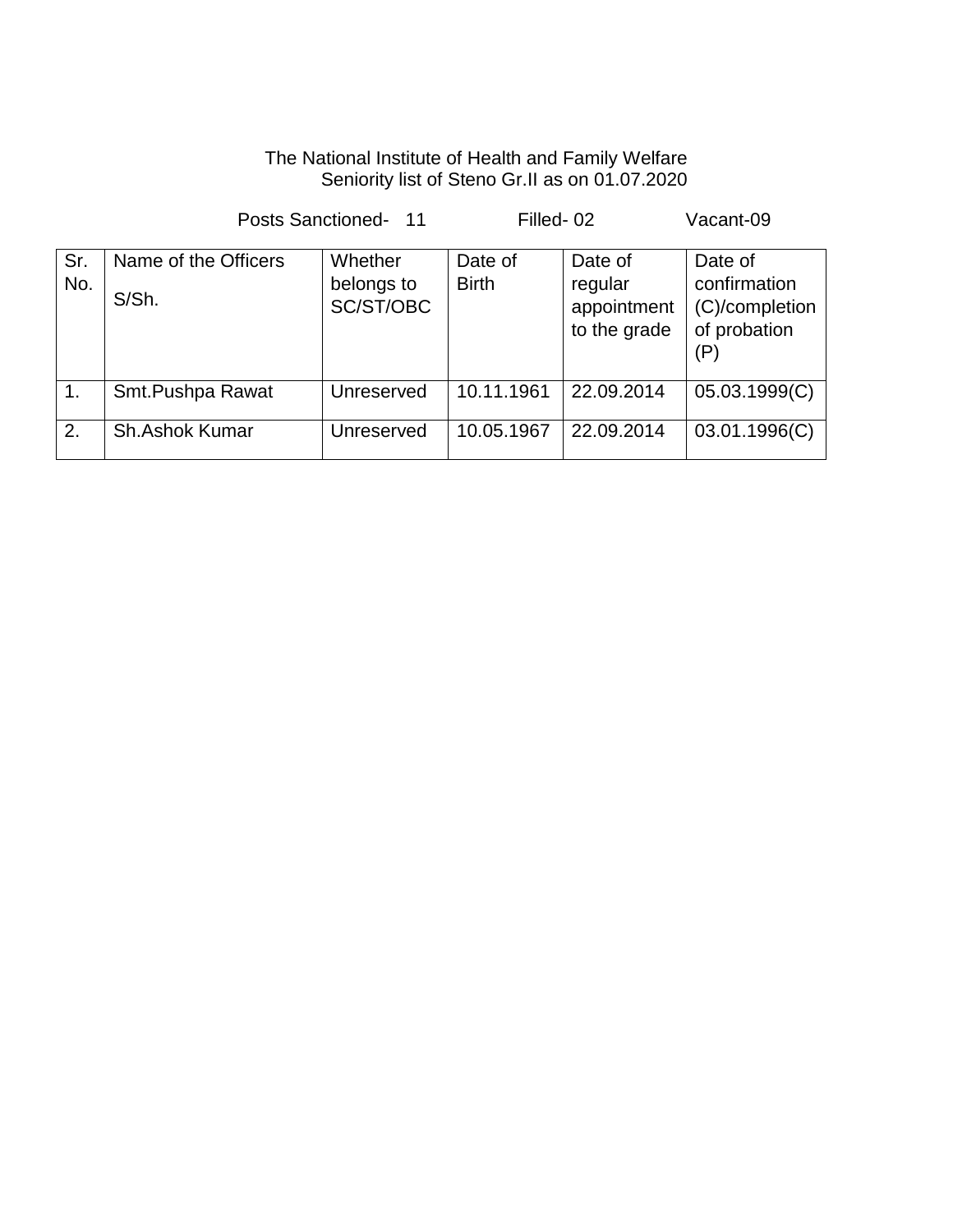The National Institute of Health and Family Welfare
Seniority list of Steno Gr.II as on 01.07.2020

Posts Sanctioned- 11 Filled- 02 Vacant-09

| Sr. No. | Name of the Officers S/Sh. | Whether belongs to SC/ST/OBC | Date of Birth | Date of regular appointment to the grade | Date of confirmation (C)/completion of probation (P) |
|---|---|---|---|---|---|
| 1. | Smt.Pushpa Rawat | Unreserved | 10.11.1961 | 22.09.2014 | 05.03.1999(C) |
| 2. | Sh.Ashok Kumar | Unreserved | 10.05.1967 | 22.09.2014 | 03.01.1996(C) |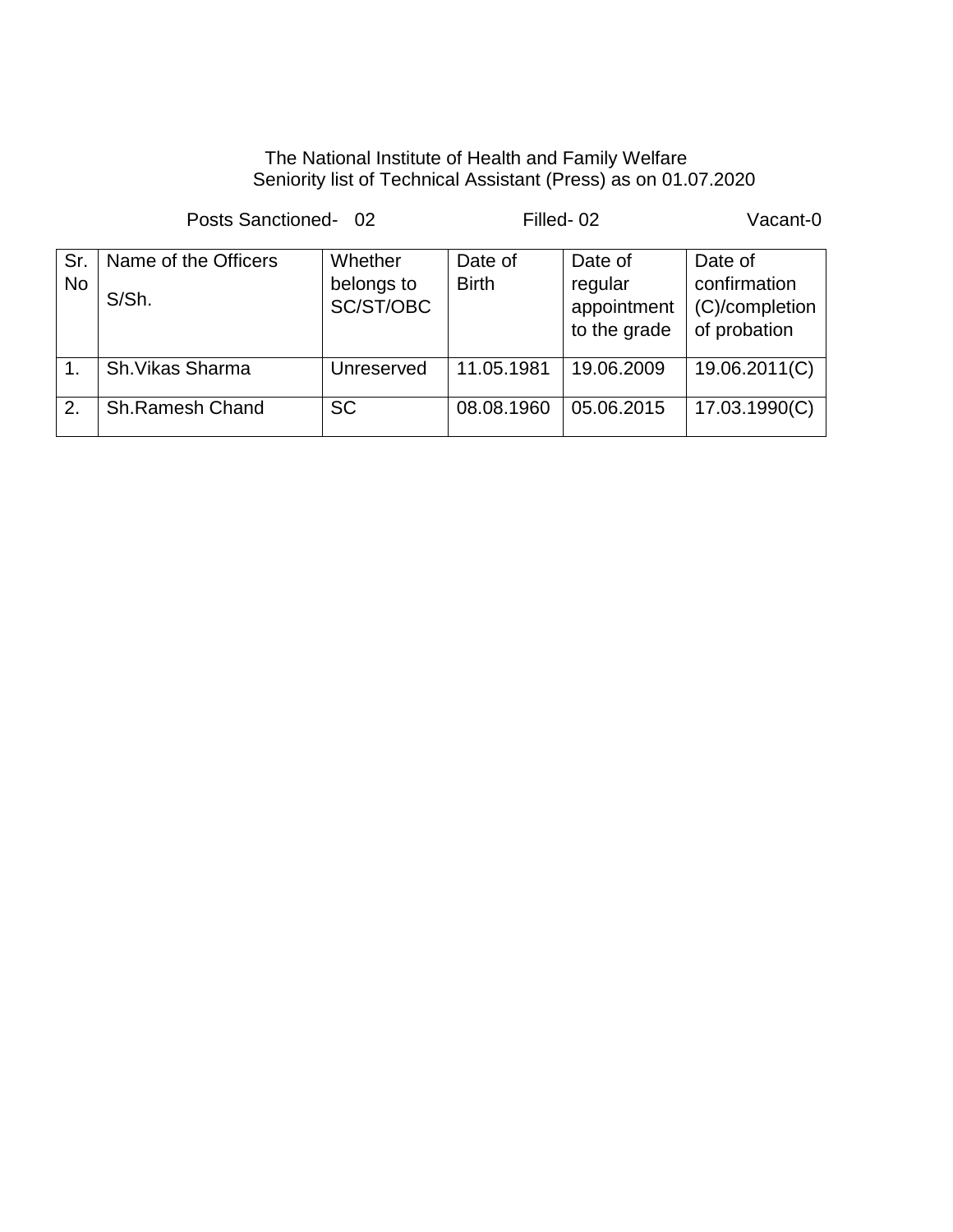The National Institute of Health and Family Welfare
Seniority list of Technical Assistant (Press) as on 01.07.2020

Posts Sanctioned- 02 Filled- 02 Vacant-0

| Sr. No | Name of the Officers S/Sh. | Whether belongs to SC/ST/OBC | Date of Birth | Date of regular appointment to the grade | Date of confirmation (C)/completion of probation |
|---|---|---|---|---|---|
| 1. | Sh.Vikas Sharma | Unreserved | 11.05.1981 | 19.06.2009 | 19.06.2011(C) |
| 2. | Sh.Ramesh Chand | SC | 08.08.1960 | 05.06.2015 | 17.03.1990(C) |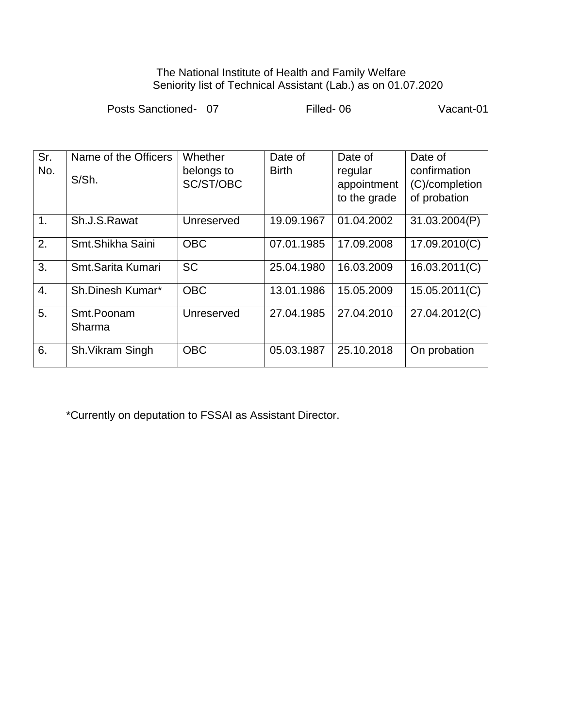The National Institute of Health and Family Welfare
Seniority list of Technical Assistant (Lab.) as on 01.07.2020

Posts Sanctioned- 07 Filled- 06 Vacant-01

| Sr. No. | Name of the Officers S/Sh. | Whether belongs to SC/ST/OBC | Date of Birth | Date of regular appointment to the grade | Date of confirmation (C)/completion of probation |
|---|---|---|---|---|---|
| 1. | Sh.J.S.Rawat | Unreserved | 19.09.1967 | 01.04.2002 | 31.03.2004(P) |
| 2. | Smt.Shikha Saini | OBC | 07.01.1985 | 17.09.2008 | 17.09.2010(C) |
| 3. | Smt.Sarita Kumari | SC | 25.04.1980 | 16.03.2009 | 16.03.2011(C) |
| 4. | Sh.Dinesh Kumar* | OBC | 13.01.1986 | 15.05.2009 | 15.05.2011(C) |
| 5. | Smt.Poonam Sharma | Unreserved | 27.04.1985 | 27.04.2010 | 27.04.2012(C) |
| 6. | Sh.Vikram Singh | OBC | 05.03.1987 | 25.10.2018 | On probation |

*Currently on deputation to FSSAI as Assistant Director.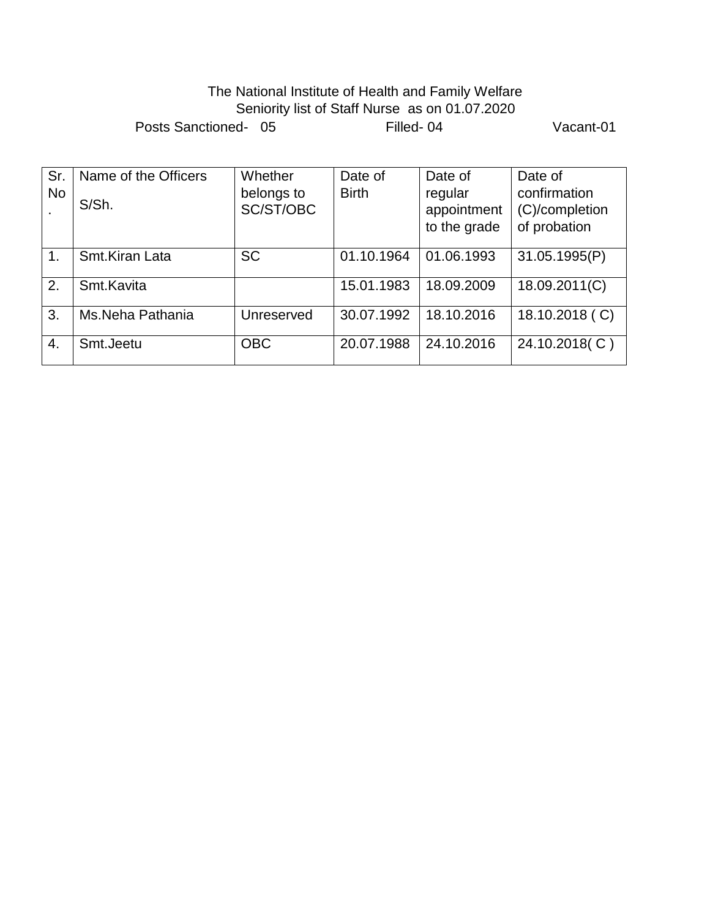The National Institute of Health and Family Welfare

Seniority list of Staff Nurse as on 01.07.2020

Posts Sanctioned- 05 Filled- 04 Vacant-01

| Sr. No. | Name of the Officers S/Sh. | Whether belongs to SC/ST/OBC | Date of Birth | Date of regular appointment to the grade | Date of confirmation (C)/completion of probation |
|---|---|---|---|---|---|
| 1. | Smt.Kiran Lata | SC | 01.10.1964 | 01.06.1993 | 31.05.1995(P) |
| 2. | Smt.Kavita | | 15.01.1983 | 18.09.2009 | 18.09.2011(C) |
| 3. | Ms.Neha Pathania | Unreserved | 30.07.1992 | 18.10.2016 | 18.10.2018 ( C) |
| 4. | Smt.Jeetu | OBC | 20.07.1988 | 24.10.2016 | 24.10.2018( C ) |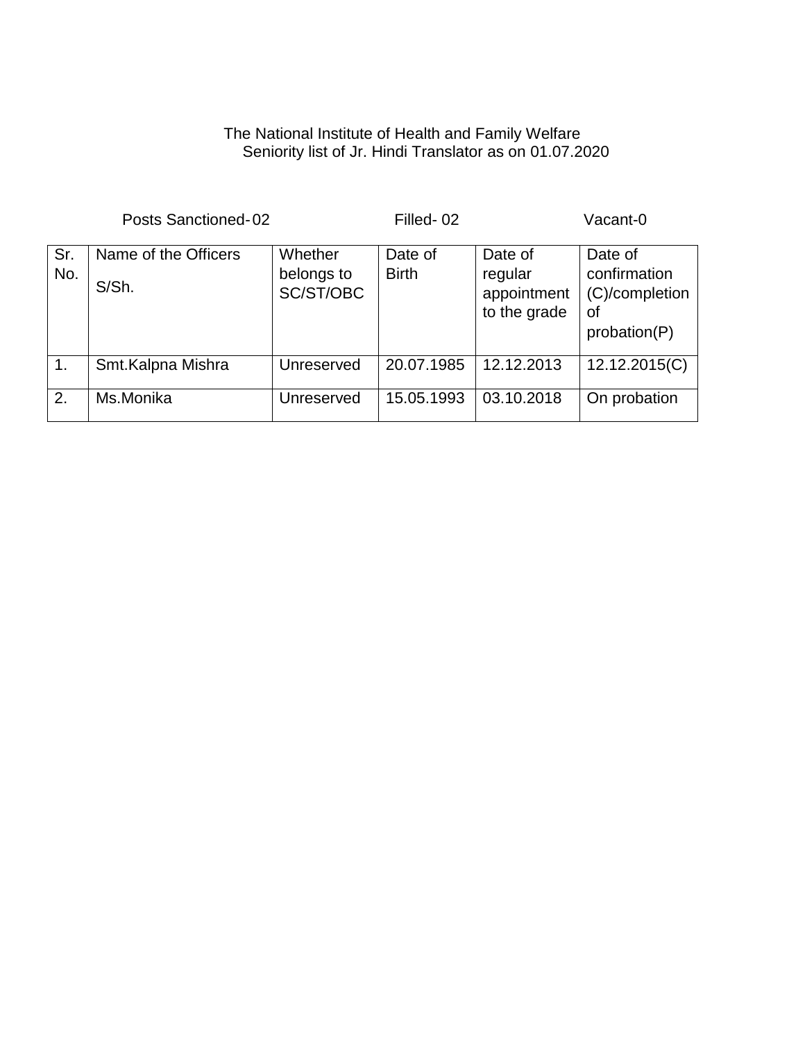The National Institute of Health and Family Welfare
Seniority list of Jr. Hindi Translator as on 01.07.2020

Posts Sanctioned- 02 Filled- 02 Vacant-0

| Sr. No. | Name of the Officers S/Sh. | Whether belongs to SC/ST/OBC | Date of Birth | Date of regular appointment to the grade | Date of confirmation (C)/completion of probation(P) |
|---|---|---|---|---|---|
| 1. | Smt.Kalpna Mishra | Unreserved | 20.07.1985 | 12.12.2013 | 12.12.2015(C) |
| 2. | Ms.Monika | Unreserved | 15.05.1993 | 03.10.2018 | On probation |